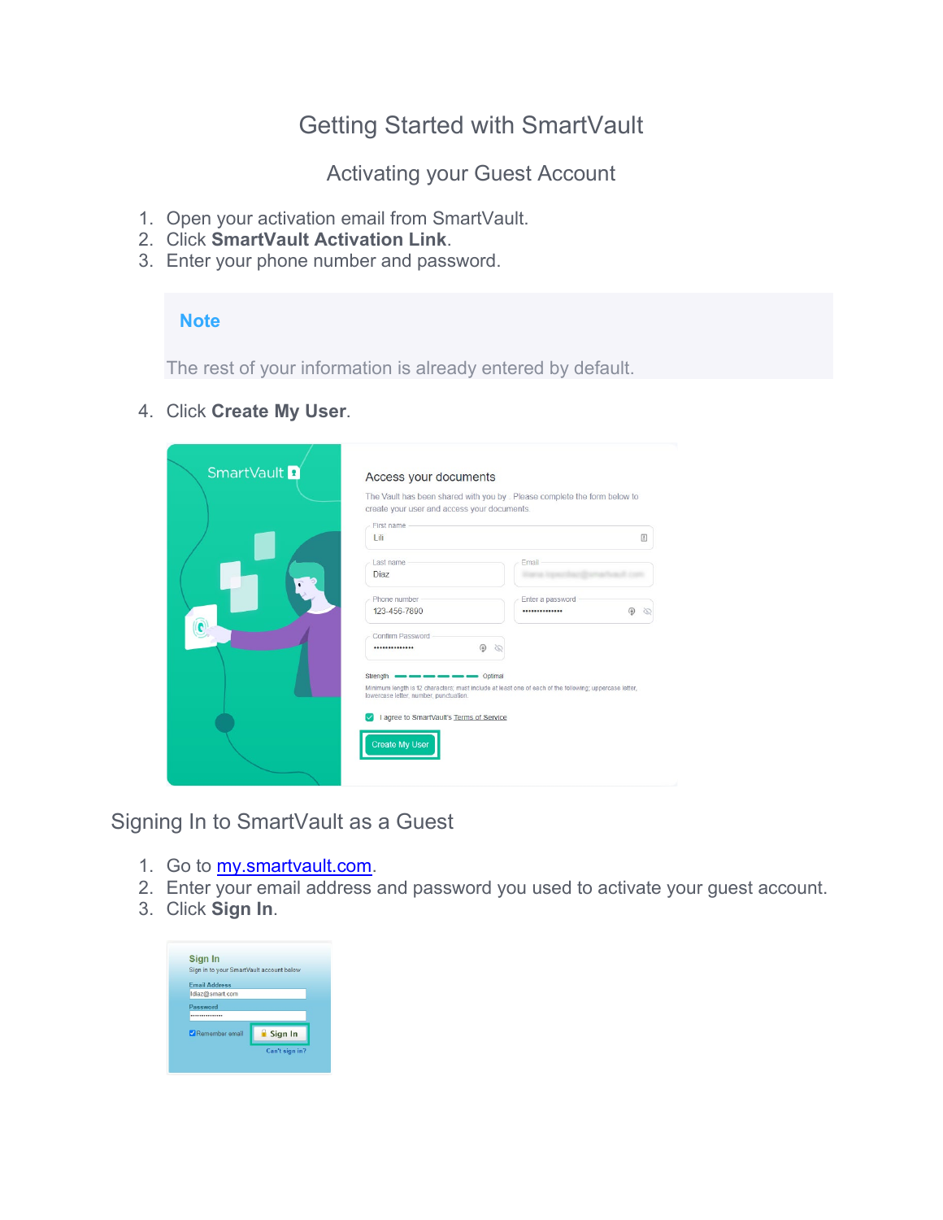# Getting Started with SmartVault

## Activating your Guest Account

1. Open your activation email from SmartVault.
2. Click **SmartVault Activation Link**.
3. Enter your phone number and password.

> **Note**
>
> The rest of your information is already entered by default.

4. Click **Create My User**.

## Signing In to SmartVault as a Guest

1. Go to [my.smartvault.com](https://my.smartvault.com).
2. Enter your email address and password you used to activate your guest account.
3. Click **Sign In**.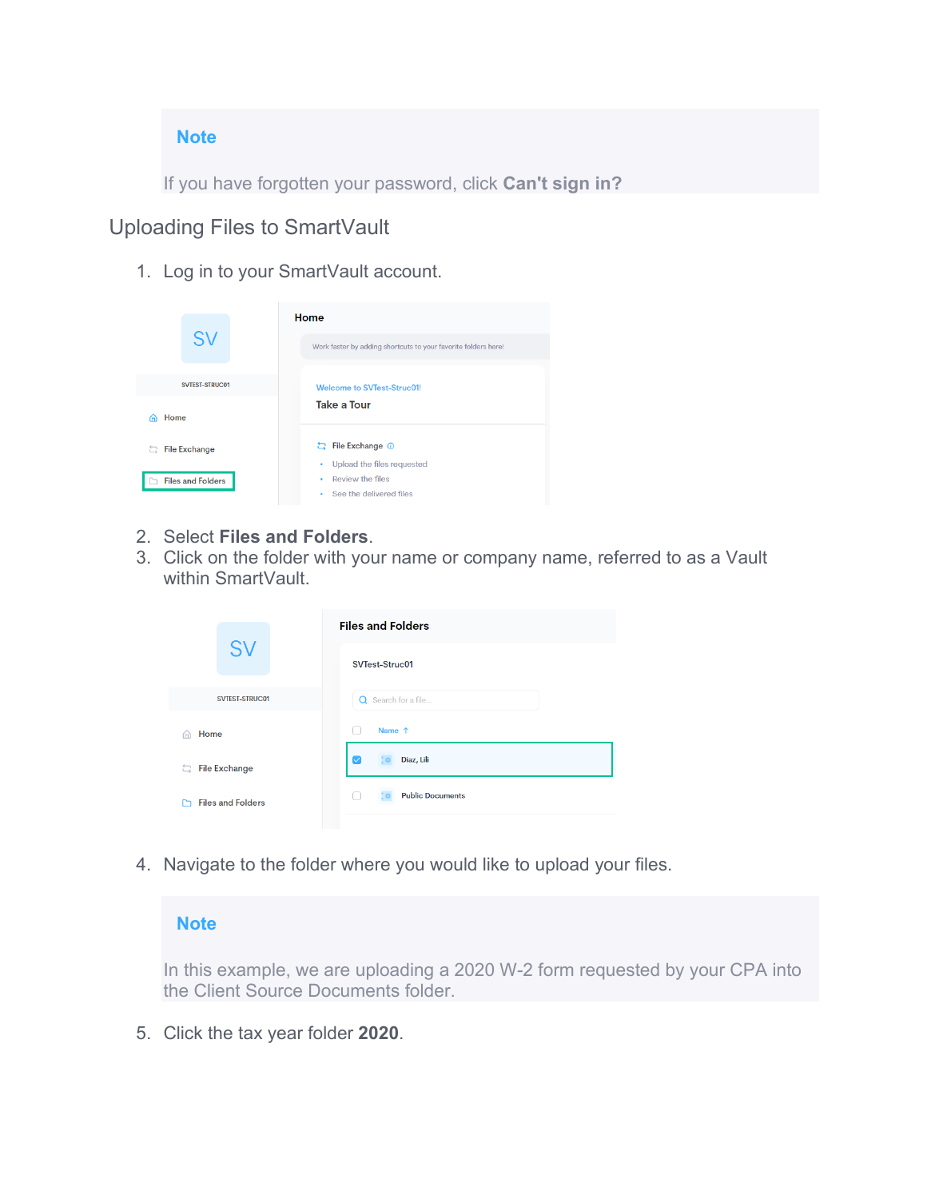> **Note**
>
> If you have forgotten your password, click **Can't sign in?**

## Uploading Files to SmartVault

1. Log in to your SmartVault account.

2. Select **Files and Folders**.
3. Click on the folder with your name or company name, referred to as a Vault within SmartVault.

4. Navigate to the folder where you would like to upload your files.

> **Note**
>
> In this example, we are uploading a 2020 W-2 form requested by your CPA into the Client Source Documents folder.

5. Click the tax year folder **2020**.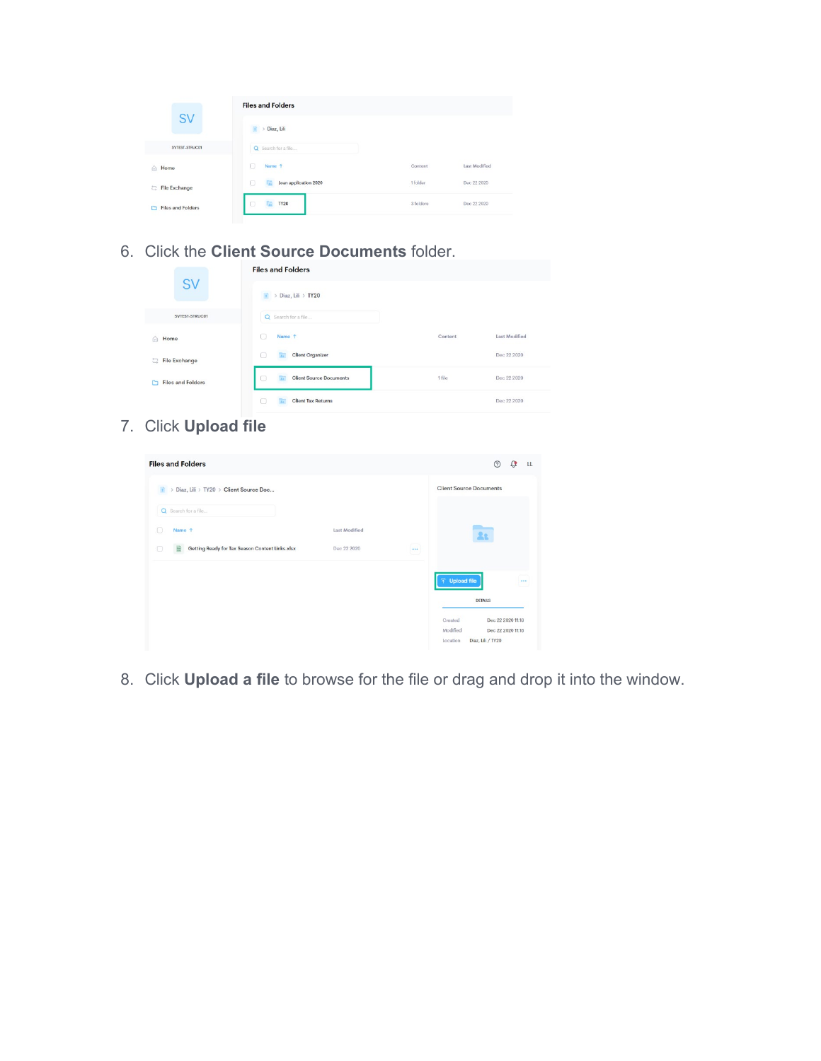6. Click the **Client Source Documents** folder.

7. Click **Upload file**

8. Click **Upload a file** to browse for the file or drag and drop it into the window.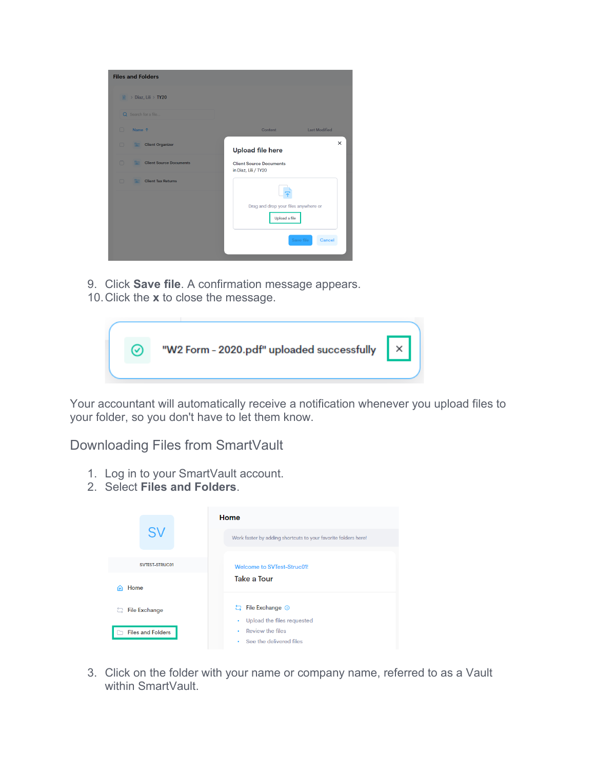9. Click **Save file**. A confirmation message appears.
10. Click the **x** to close the message.

Your accountant will automatically receive a notification whenever you upload files to your folder, so you don't have to let them know.

## Downloading Files from SmartVault

1. Log in to your SmartVault account.
2. Select **Files and Folders**.

3. Click on the folder with your name or company name, referred to as a Vault within SmartVault.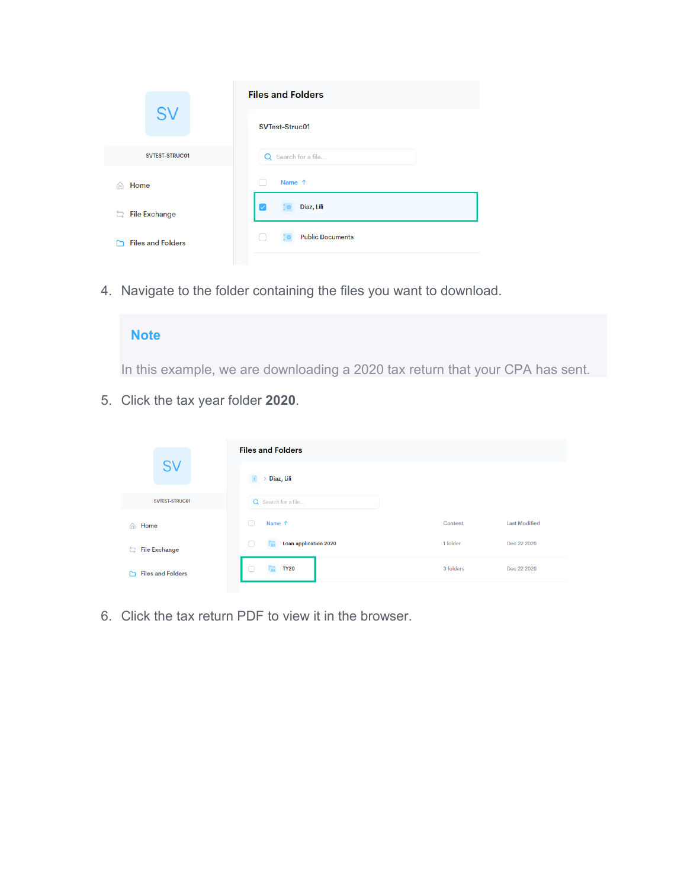4. Navigate to the folder containing the files you want to download.

> **Note**
>
> In this example, we are downloading a 2020 tax return that your CPA has sent.

5. Click the tax year folder **2020**.

6. Click the tax return PDF to view it in the browser.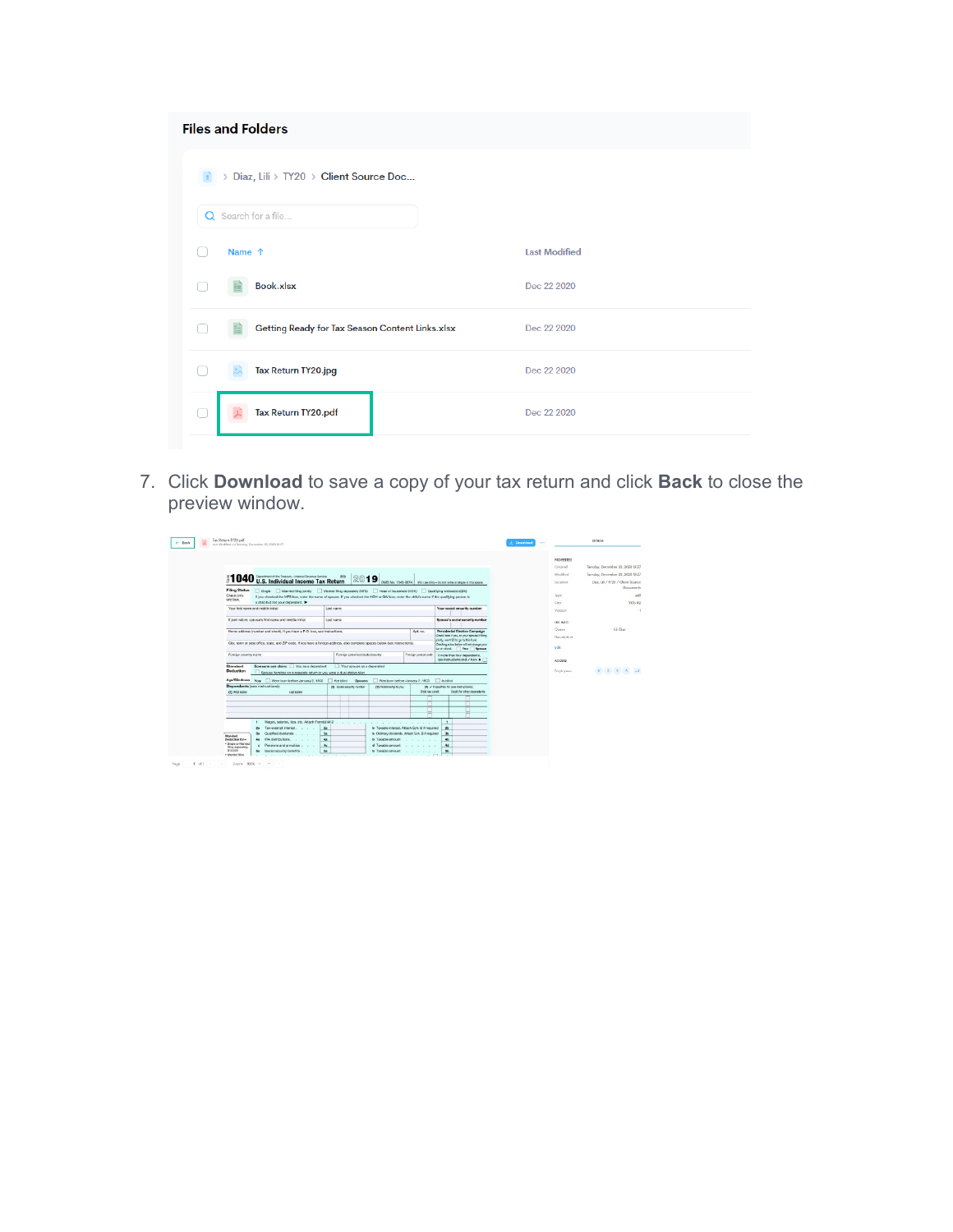Files and Folders

Diaz, Lili > TY20 > Client Source Doc...

Search for a file...

| | Name ↑ | Last Modified |
|---|---|---|
| | Book.xlsx | Dec 22 2020 |
| | Getting Ready for Tax Season Content Links.xlsx | Dec 22 2020 |
| | Tax Return TY20.jpg | Dec 22 2020 |
| | Tax Return TY20.pdf | Dec 22 2020 |

7. Click **Download** to save a copy of your tax return and click **Back** to close the preview window.